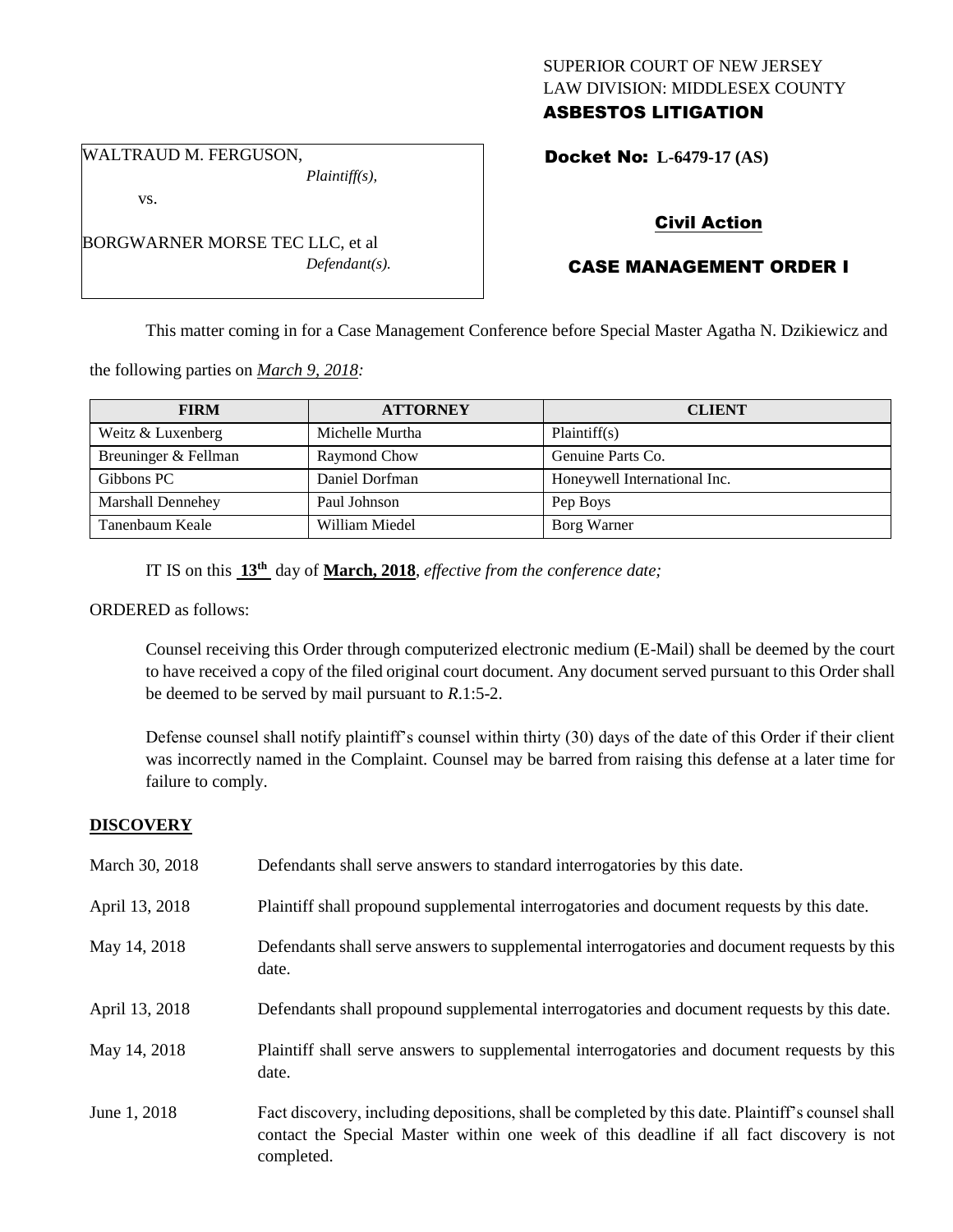SUPERIOR COURT OF NEW JERSEY
LAW DIVISION: MIDDLESEX COUNTY
**ASBESTOS LITIGATION**

WALTRAUD M. FERGUSON,
*Plaintiff(s),*

vs.

BORGWARNER MORSE TEC LLC, et al
*Defendant(s).*

**Docket No: L-6479-17 (AS)**

**Civil Action**

**CASE MANAGEMENT ORDER I**

This matter coming in for a Case Management Conference before Special Master Agatha N. Dzikiewicz and the following parties on ***March 9, 2018:***

| FIRM | ATTORNEY | CLIENT |
|---|---|---|
| Weitz & Luxenberg | Michelle Murtha | Plaintiff(s) |
| Breuninger & Fellman | Raymond Chow | Genuine Parts Co. |
| Gibbons PC | Daniel Dorfman | Honeywell International Inc. |
| Marshall Dennehey | Paul Johnson | Pep Boys |
| Tanenbaum Keale | William Miedel | Borg Warner |

IT IS on this **13th** day of **March, 2018**, *effective from the conference date;*

ORDERED as follows:

Counsel receiving this Order through computerized electronic medium (E-Mail) shall be deemed by the court to have received a copy of the filed original court document. Any document served pursuant to this Order shall be deemed to be served by mail pursuant to *R*.1:5-2.

Defense counsel shall notify plaintiff's counsel within thirty (30) days of the date of this Order if their client was incorrectly named in the Complaint. Counsel may be barred from raising this defense at a later time for failure to comply.

## DISCOVERY

March 30, 2018 — Defendants shall serve answers to standard interrogatories by this date.

April 13, 2018 — Plaintiff shall propound supplemental interrogatories and document requests by this date.

May 14, 2018 — Defendants shall serve answers to supplemental interrogatories and document requests by this date.

April 13, 2018 — Defendants shall propound supplemental interrogatories and document requests by this date.

May 14, 2018 — Plaintiff shall serve answers to supplemental interrogatories and document requests by this date.

June 1, 2018 — Fact discovery, including depositions, shall be completed by this date. Plaintiff's counsel shall contact the Special Master within one week of this deadline if all fact discovery is not completed.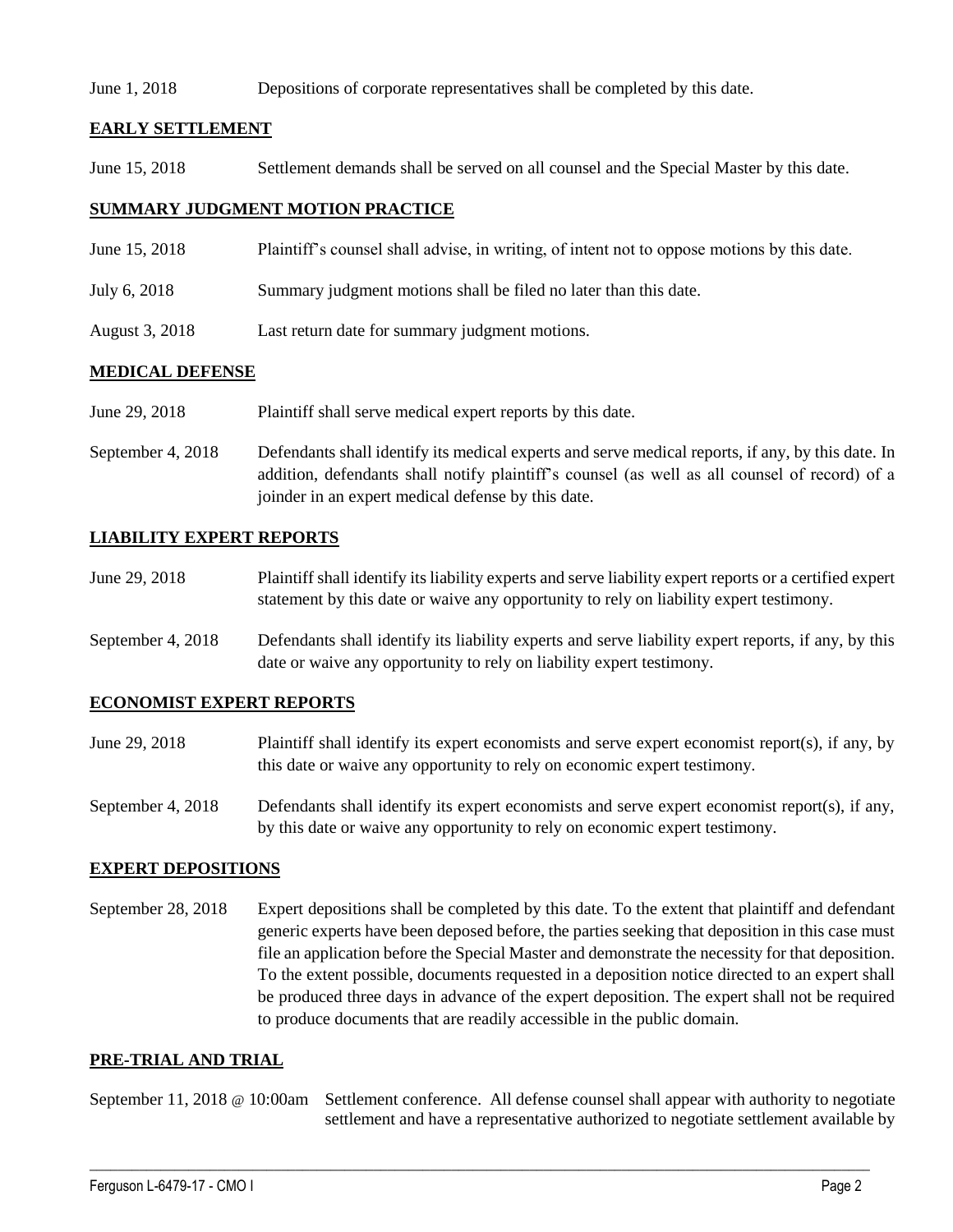June 1, 2018 Depositions of corporate representatives shall be completed by this date.

## EARLY SETTLEMENT

June 15, 2018 Settlement demands shall be served on all counsel and the Special Master by this date.

## SUMMARY JUDGMENT MOTION PRACTICE

June 15, 2018 Plaintiff's counsel shall advise, in writing, of intent not to oppose motions by this date.

July 6, 2018 Summary judgment motions shall be filed no later than this date.

August 3, 2018 Last return date for summary judgment motions.

## MEDICAL DEFENSE

June 29, 2018 Plaintiff shall serve medical expert reports by this date.

September 4, 2018 Defendants shall identify its medical experts and serve medical reports, if any, by this date. In addition, defendants shall notify plaintiff's counsel (as well as all counsel of record) of a joinder in an expert medical defense by this date.

## LIABILITY EXPERT REPORTS

June 29, 2018 Plaintiff shall identify its liability experts and serve liability expert reports or a certified expert statement by this date or waive any opportunity to rely on liability expert testimony.

September 4, 2018 Defendants shall identify its liability experts and serve liability expert reports, if any, by this date or waive any opportunity to rely on liability expert testimony.

## ECONOMIST EXPERT REPORTS

June 29, 2018 Plaintiff shall identify its expert economists and serve expert economist report(s), if any, by this date or waive any opportunity to rely on economic expert testimony.

September 4, 2018 Defendants shall identify its expert economists and serve expert economist report(s), if any, by this date or waive any opportunity to rely on economic expert testimony.

## EXPERT DEPOSITIONS

September 28, 2018 Expert depositions shall be completed by this date. To the extent that plaintiff and defendant generic experts have been deposed before, the parties seeking that deposition in this case must file an application before the Special Master and demonstrate the necessity for that deposition. To the extent possible, documents requested in a deposition notice directed to an expert shall be produced three days in advance of the expert deposition. The expert shall not be required to produce documents that are readily accessible in the public domain.

## PRE-TRIAL AND TRIAL

September 11, 2018 @ 10:00am Settlement conference. All defense counsel shall appear with authority to negotiate settlement and have a representative authorized to negotiate settlement available by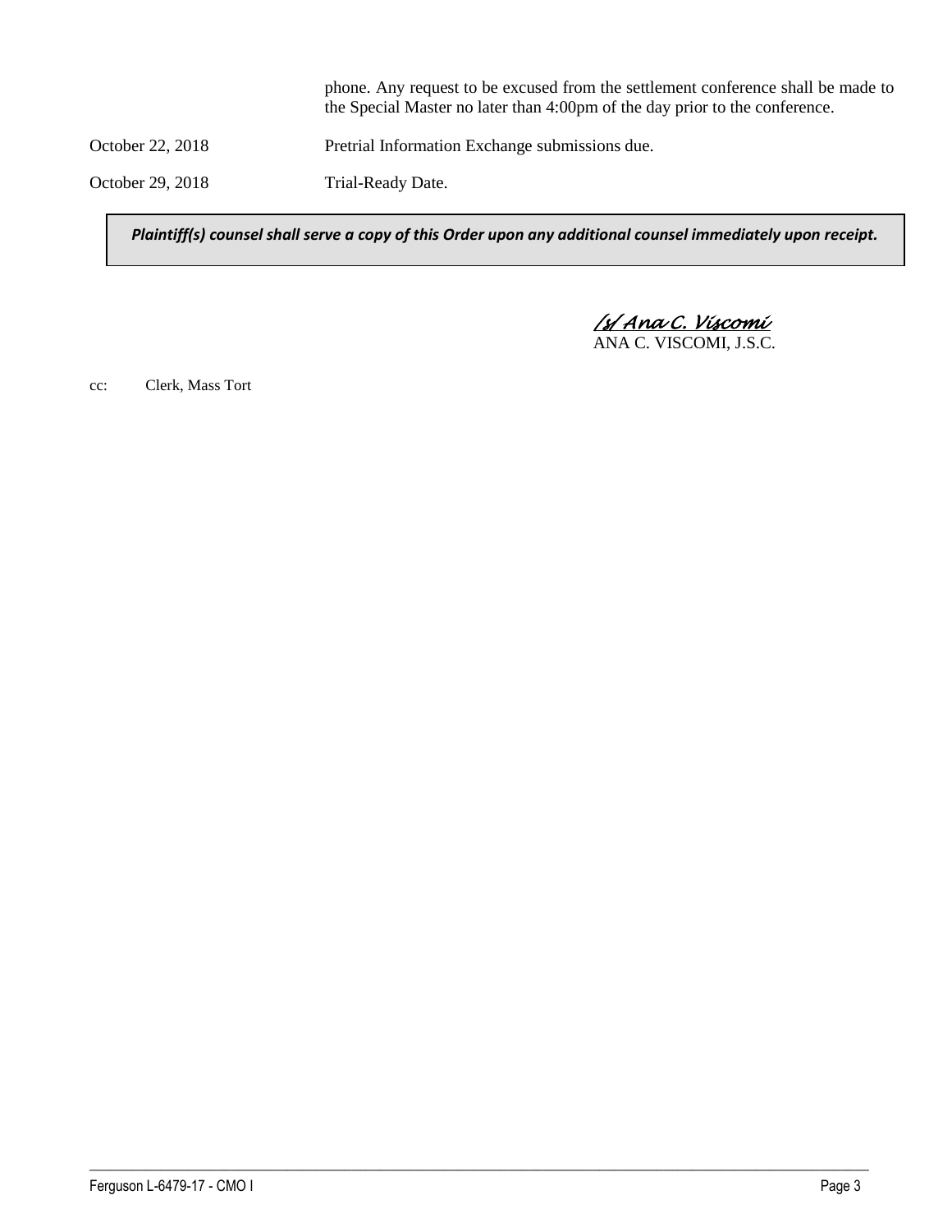| | |
|---|---|
| | phone. Any request to be excused from the settlement conference shall be made to the Special Master no later than 4:00pm of the day prior to the conference. |
| October 22, 2018 | Pretrial Information Exchange submissions due. |
| October 29, 2018 | Trial-Ready Date. |

***Plaintiff(s) counsel shall serve a copy of this Order upon any additional counsel immediately upon receipt.***

/s/ Ana C. Viscomi
ANA C. VISCOMI, J.S.C.

cc: Clerk, Mass Tort